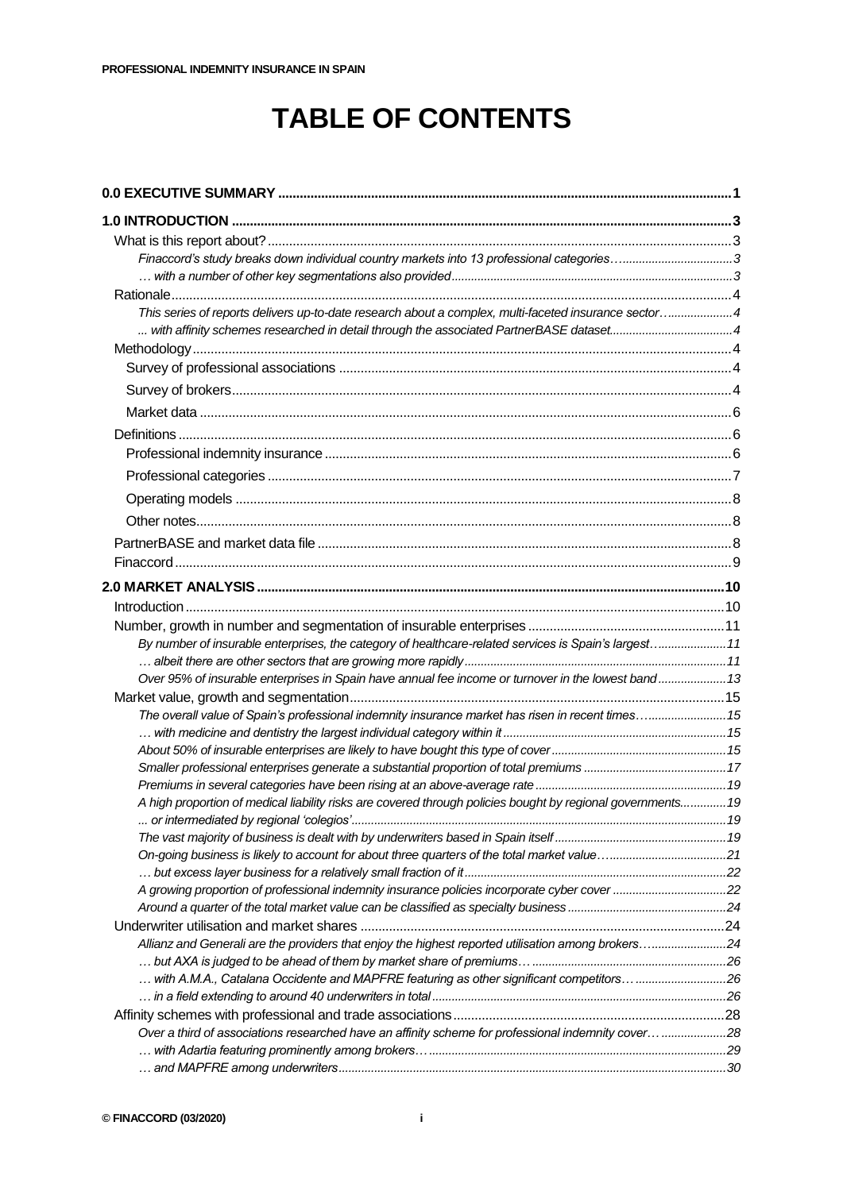# TABLE OF CONTENTS

**0.0 EXECUTIVE SUMMARY** ........ 1

**1.0 INTRODUCTION** ........ 3

- What is this report about? ........ 3
  - *Finaccord's study breaks down individual country markets into 13 professional categories…* ........ 3
  - *… with a number of other key segmentations also provided* ........ 3
- Rationale ........ 4
  - *This series of reports delivers up-to-date research about a complex, multi-faceted insurance sector…* ........ 4
  - *... with affinity schemes researched in detail through the associated PartnerBASE dataset* ........ 4
- Methodology ........ 4
  - Survey of professional associations ........ 4
  - Survey of brokers ........ 4
  - Market data ........ 6
- Definitions ........ 6
  - Professional indemnity insurance ........ 6
  - Professional categories ........ 7
  - Operating models ........ 8
  - Other notes ........ 8
- PartnerBASE and market data file ........ 8
- Finaccord ........ 9

**2.0 MARKET ANALYSIS** ........ 10

- Introduction ........ 10
- Number, growth in number and segmentation of insurable enterprises ........ 11
  - *By number of insurable enterprises, the category of healthcare-related services is Spain's largest…* ........ 11
  - *… albeit there are other sectors that are growing more rapidly* ........ 11
  - *Over 95% of insurable enterprises in Spain have annual fee income or turnover in the lowest band* ........ 13
- Market value, growth and segmentation ........ 15
  - *The overall value of Spain's professional indemnity insurance market has risen in recent times…* ........ 15
  - *… with medicine and dentistry the largest individual category within it* ........ 15
  - *About 50% of insurable enterprises are likely to have bought this type of cover* ........ 15
  - *Smaller professional enterprises generate a substantial proportion of total premiums* ........ 17
  - *Premiums in several categories have been rising at an above-average rate* ........ 19
  - *A high proportion of medical liability risks are covered through policies bought by regional governments* ........ 19
  - *... or intermediated by regional 'colegios'* ........ 19
  - *The vast majority of business is dealt with by underwriters based in Spain itself* ........ 19
  - *On-going business is likely to account for about three quarters of the total market value…* ........ 21
  - *… but excess layer business for a relatively small fraction of it* ........ 22
  - *A growing proportion of professional indemnity insurance policies incorporate cyber cover* ........ 22
  - *Around a quarter of the total market value can be classified as specialty business* ........ 24
- Underwriter utilisation and market shares ........ 24
  - *Allianz and Generali are the providers that enjoy the highest reported utilisation among brokers…* ........ 24
  - *… but AXA is judged to be ahead of them by market share of premiums…* ........ 26
  - *… with A.M.A., Catalana Occidente and MAPFRE featuring as other significant competitors…* ........ 26
  - *… in a field extending to around 40 underwriters in total* ........ 26
- Affinity schemes with professional and trade associations ........ 28
  - *Over a third of associations researched have an affinity scheme for professional indemnity cover…* ........ 28
  - *… with Adartia featuring prominently among brokers…* ........ 29
  - *… and MAPFRE among underwriters* ........ 30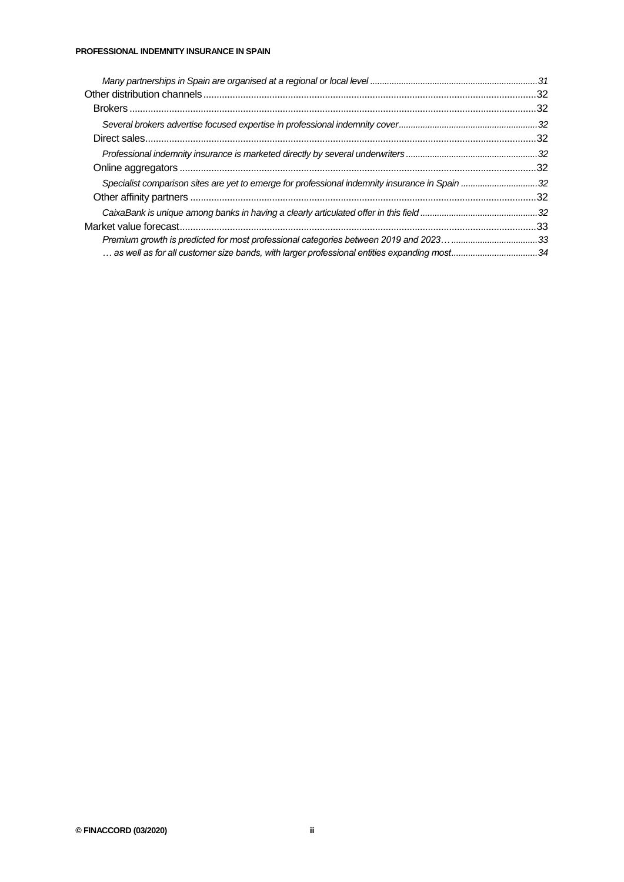*Many partnerships in Spain are organised at a regional or local level* ..... 31

Other distribution channels ..... 32

- Brokers ..... 32
  - *Several brokers advertise focused expertise in professional indemnity cover* ..... 32
- Direct sales ..... 32
  - *Professional indemnity insurance is marketed directly by several underwriters* ..... 32
- Online aggregators ..... 32
  - *Specialist comparison sites are yet to emerge for professional indemnity insurance in Spain* ..... 32
- Other affinity partners ..... 32
  - *CaixaBank is unique among banks in having a clearly articulated offer in this field* ..... 32

Market value forecast ..... 33

- *Premium growth is predicted for most professional categories between 2019 and 2023…* ..... 33
- *… as well as for all customer size bands, with larger professional entities expanding most* ..... 34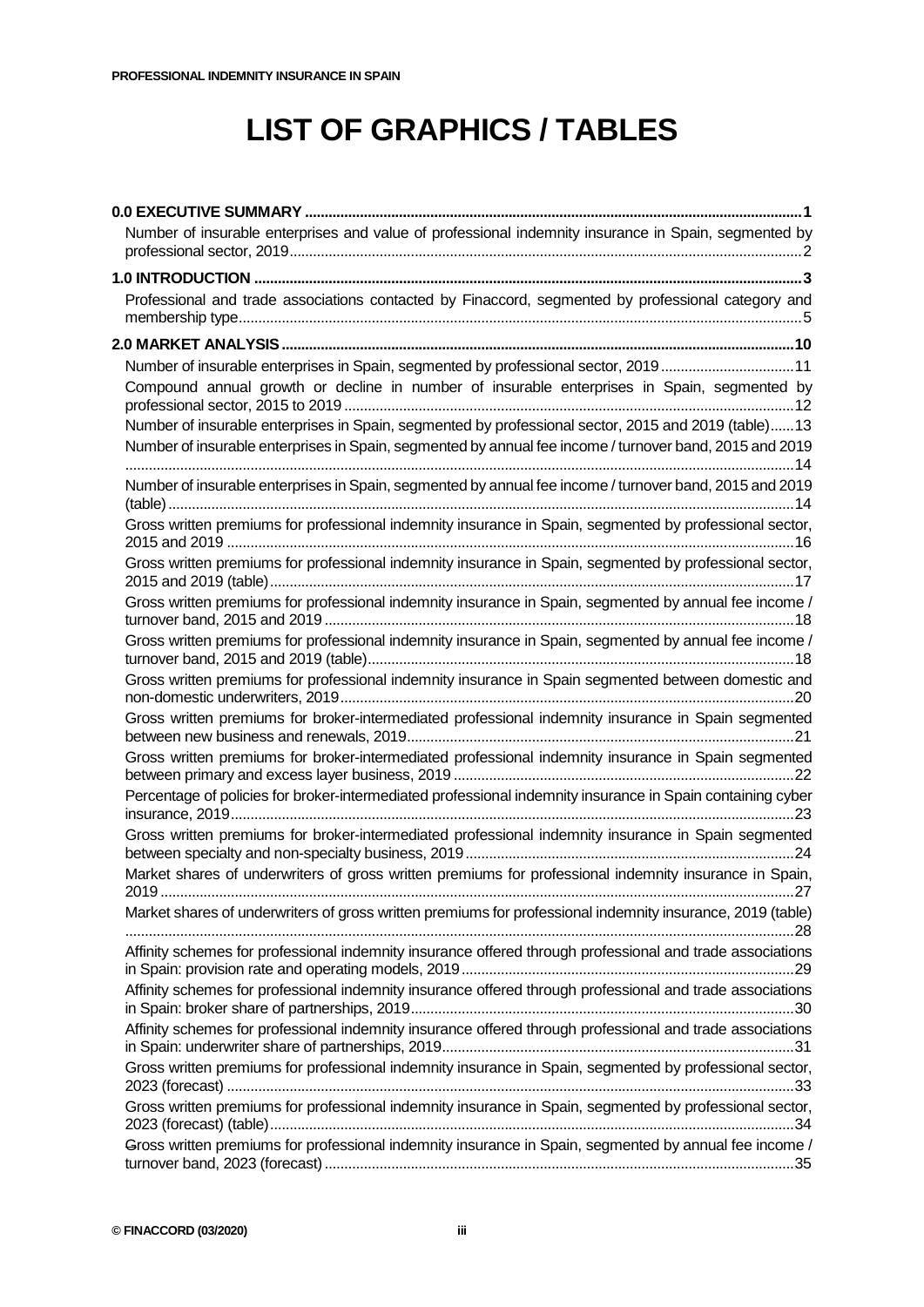# LIST OF GRAPHICS / TABLES

**0.0 EXECUTIVE SUMMARY ........................................................................................................ 1**

Number of insurable enterprises and value of professional indemnity insurance in Spain, segmented by professional sector, 2019 ........................................................................................................ 2

**1.0 INTRODUCTION ........................................................................................................ 3**

Professional and trade associations contacted by Finaccord, segmented by professional category and membership type ........................................................................................................ 5

**2.0 MARKET ANALYSIS ........................................................................................................ 10**

Number of insurable enterprises in Spain, segmented by professional sector, 2019 ........................................ 11

Compound annual growth or decline in number of insurable enterprises in Spain, segmented by professional sector, 2015 to 2019 ........................................................................................................ 12

Number of insurable enterprises in Spain, segmented by professional sector, 2015 and 2019 (table) ...... 13

Number of insurable enterprises in Spain, segmented by annual fee income / turnover band, 2015 and 2019 ........................................................................................................ 14

Number of insurable enterprises in Spain, segmented by annual fee income / turnover band, 2015 and 2019 (table) ........................................................................................................ 14

Gross written premiums for professional indemnity insurance in Spain, segmented by professional sector, 2015 and 2019 ........................................................................................................ 16

Gross written premiums for professional indemnity insurance in Spain, segmented by professional sector, 2015 and 2019 (table) ........................................................................................................ 17

Gross written premiums for professional indemnity insurance in Spain, segmented by annual fee income / turnover band, 2015 and 2019 ........................................................................................................ 18

Gross written premiums for professional indemnity insurance in Spain, segmented by annual fee income / turnover band, 2015 and 2019 (table) ........................................................................................................ 18

Gross written premiums for professional indemnity insurance in Spain segmented between domestic and non-domestic underwriters, 2019 ........................................................................................................ 20

Gross written premiums for broker-intermediated professional indemnity insurance in Spain segmented between new business and renewals, 2019 ........................................................................................................ 21

Gross written premiums for broker-intermediated professional indemnity insurance in Spain segmented between primary and excess layer business, 2019 ........................................................................................................ 22

Percentage of policies for broker-intermediated professional indemnity insurance in Spain containing cyber insurance, 2019 ........................................................................................................ 23

Gross written premiums for broker-intermediated professional indemnity insurance in Spain segmented between specialty and non-specialty business, 2019 ........................................................................................................ 24

Market shares of underwriters of gross written premiums for professional indemnity insurance in Spain, 2019 ........................................................................................................ 27

Market shares of underwriters of gross written premiums for professional indemnity insurance, 2019 (table) ........................................................................................................ 28

Affinity schemes for professional indemnity insurance offered through professional and trade associations in Spain: provision rate and operating models, 2019 ........................................................................................................ 29

Affinity schemes for professional indemnity insurance offered through professional and trade associations in Spain: broker share of partnerships, 2019 ........................................................................................................ 30

Affinity schemes for professional indemnity insurance offered through professional and trade associations in Spain: underwriter share of partnerships, 2019 ........................................................................................................ 31

Gross written premiums for professional indemnity insurance in Spain, segmented by professional sector, 2023 (forecast) ........................................................................................................ 33

Gross written premiums for professional indemnity insurance in Spain, segmented by professional sector, 2023 (forecast) (table) ........................................................................................................ 34

Gross written premiums for professional indemnity insurance in Spain, segmented by annual fee income / turnover band, 2023 (forecast) ........................................................................................................ 35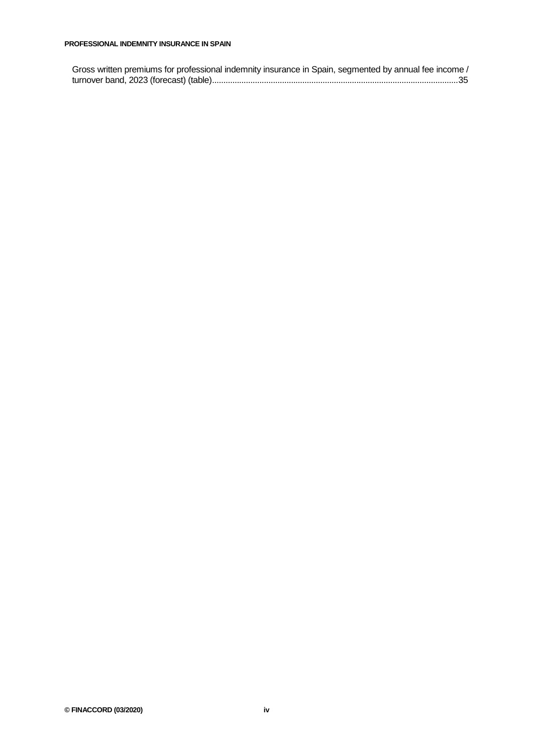Gross written premiums for professional indemnity insurance in Spain, segmented by annual fee income / turnover band, 2023 (forecast) (table)..............................................................................................................35